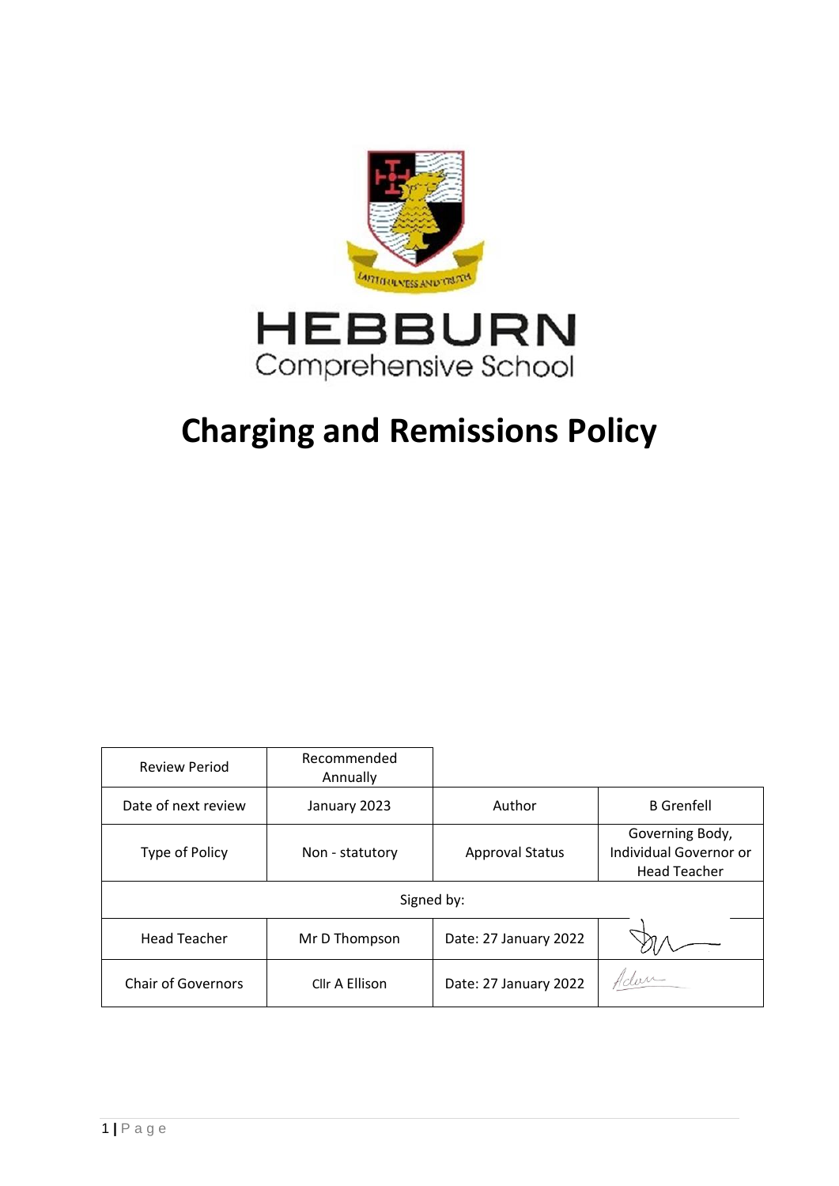HEBBURN

Comprehensive School

# Charging and Remissions Policy

| Review Period | Recommended Annually | | |
|---|---|---|---|
| Date of next review | January 2023 | Author | B Grenfell |
| Type of Policy | Non - statutory | Approval Status | Governing Body, Individual Governor or Head Teacher |
| Signed by: | | | |
| Head Teacher | Mr D Thompson | Date: 27 January 2022 | |
| Chair of Governors | Cllr A Ellison | Date: 27 January 2022 | |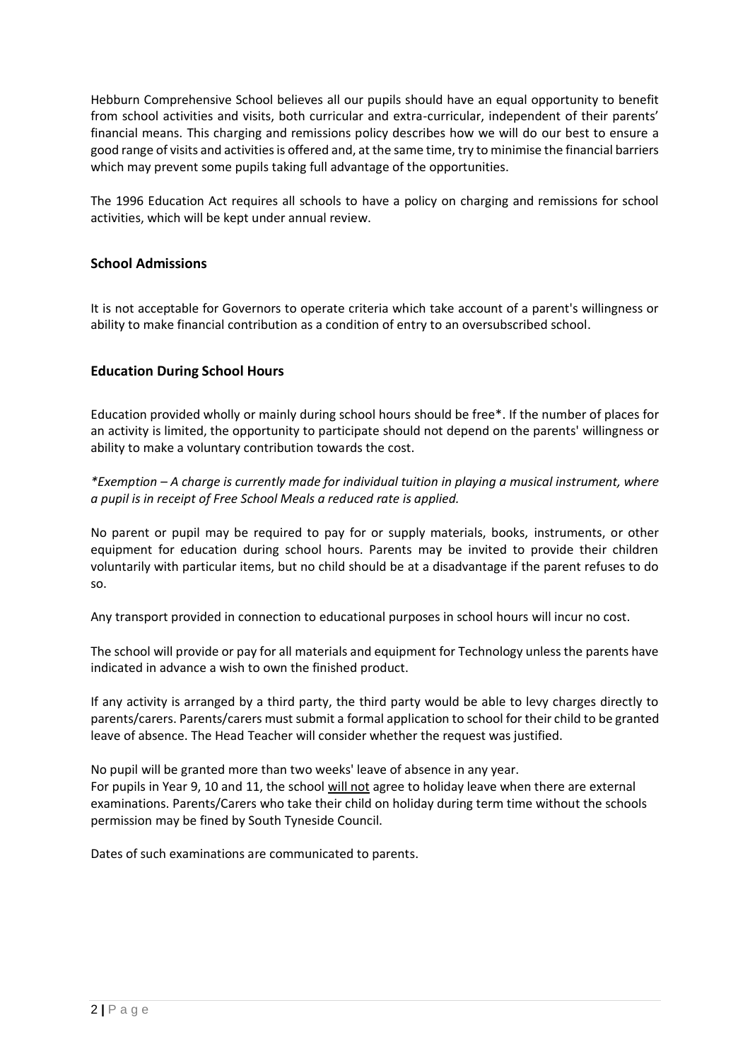Hebburn Comprehensive School believes all our pupils should have an equal opportunity to benefit from school activities and visits, both curricular and extra-curricular, independent of their parents' financial means. This charging and remissions policy describes how we will do our best to ensure a good range of visits and activities is offered and, at the same time, try to minimise the financial barriers which may prevent some pupils taking full advantage of the opportunities.

The 1996 Education Act requires all schools to have a policy on charging and remissions for school activities, which will be kept under annual review.

## School Admissions

It is not acceptable for Governors to operate criteria which take account of a parent's willingness or ability to make financial contribution as a condition of entry to an oversubscribed school.

## Education During School Hours

Education provided wholly or mainly during school hours should be free*. If the number of places for an activity is limited, the opportunity to participate should not depend on the parents' willingness or ability to make a voluntary contribution towards the cost.

*\*Exemption – A charge is currently made for individual tuition in playing a musical instrument, where a pupil is in receipt of Free School Meals a reduced rate is applied.*

No parent or pupil may be required to pay for or supply materials, books, instruments, or other equipment for education during school hours. Parents may be invited to provide their children voluntarily with particular items, but no child should be at a disadvantage if the parent refuses to do so.

Any transport provided in connection to educational purposes in school hours will incur no cost.

The school will provide or pay for all materials and equipment for Technology unless the parents have indicated in advance a wish to own the finished product.

If any activity is arranged by a third party, the third party would be able to levy charges directly to parents/carers. Parents/carers must submit a formal application to school for their child to be granted leave of absence. The Head Teacher will consider whether the request was justified.

No pupil will be granted more than two weeks' leave of absence in any year.
For pupils in Year 9, 10 and 11, the school <u>will not</u> agree to holiday leave when there are external examinations. Parents/Carers who take their child on holiday during term time without the schools permission may be fined by South Tyneside Council.

Dates of such examinations are communicated to parents.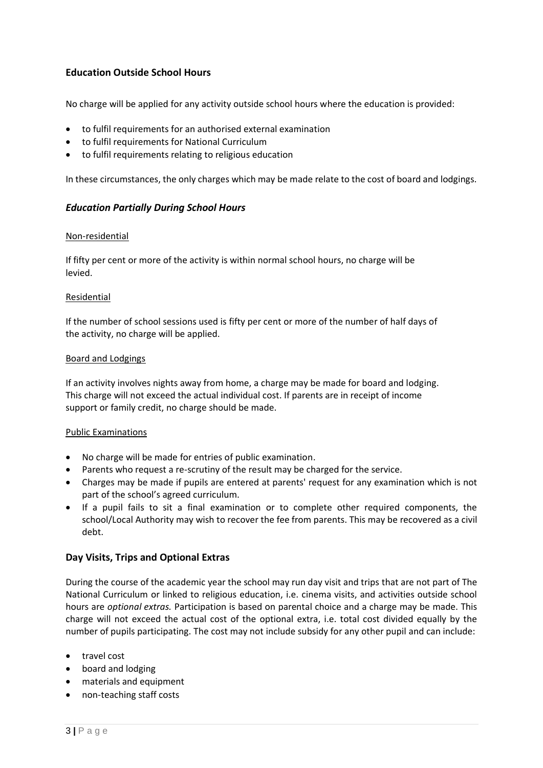## Education Outside School Hours

No charge will be applied for any activity outside school hours where the education is provided:

- to fulfil requirements for an authorised external examination
- to fulfil requirements for National Curriculum
- to fulfil requirements relating to religious education

In these circumstances, the only charges which may be made relate to the cost of board and lodgings.

### *Education Partially During School Hours*

Non-residential

If fifty per cent or more of the activity is within normal school hours, no charge will be levied.

Residential

If the number of school sessions used is fifty per cent or more of the number of half days of the activity, no charge will be applied.

Board and Lodgings

If an activity involves nights away from home, a charge may be made for board and lodging. This charge will not exceed the actual individual cost. If parents are in receipt of income support or family credit, no charge should be made.

Public Examinations

- No charge will be made for entries of public examination.
- Parents who request a re-scrutiny of the result may be charged for the service.
- Charges may be made if pupils are entered at parents' request for any examination which is not part of the school's agreed curriculum.
- If a pupil fails to sit a final examination or to complete other required components, the school/Local Authority may wish to recover the fee from parents. This may be recovered as a civil debt.

## Day Visits, Trips and Optional Extras

During the course of the academic year the school may run day visit and trips that are not part of The National Curriculum or linked to religious education, i.e. cinema visits, and activities outside school hours are *optional extras.* Participation is based on parental choice and a charge may be made. This charge will not exceed the actual cost of the optional extra, i.e. total cost divided equally by the number of pupils participating. The cost may not include subsidy for any other pupil and can include:

- travel cost
- board and lodging
- materials and equipment
- non-teaching staff costs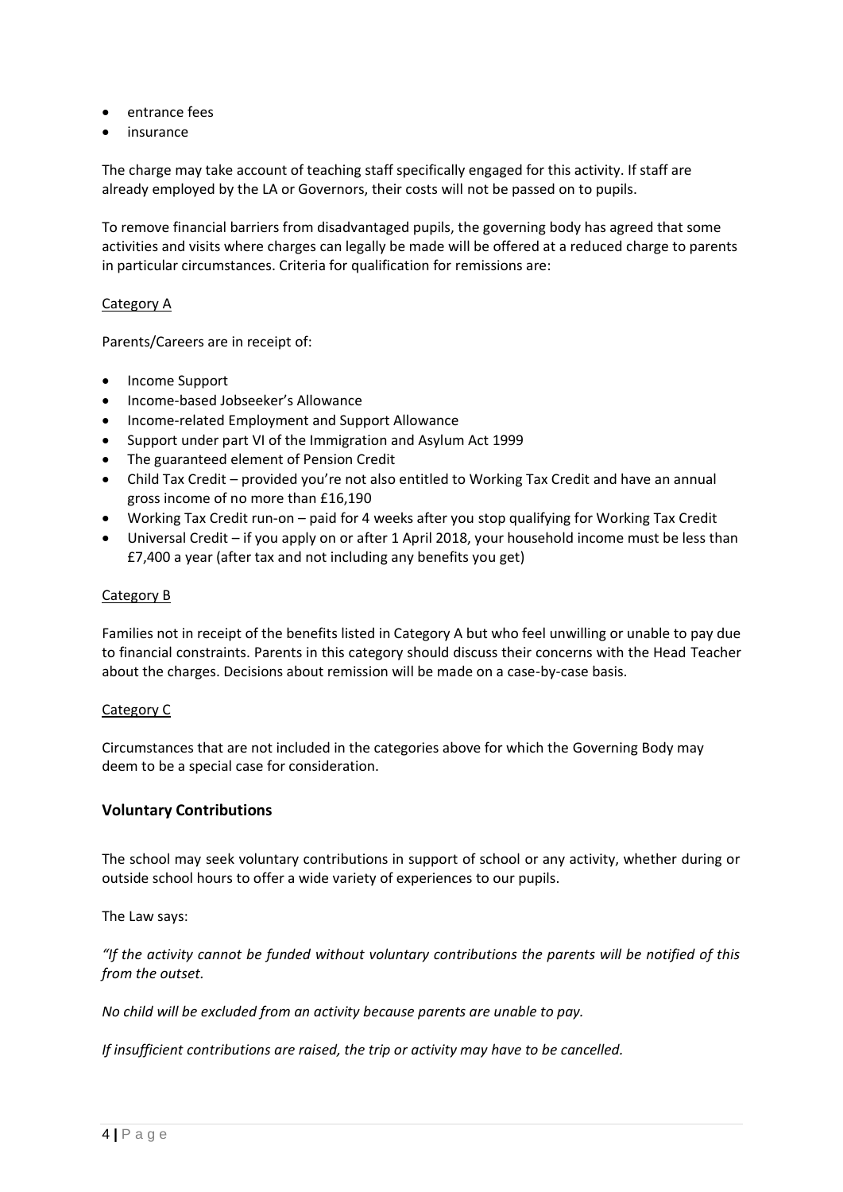- entrance fees
- insurance

The charge may take account of teaching staff specifically engaged for this activity. If staff are already employed by the LA or Governors, their costs will not be passed on to pupils.

To remove financial barriers from disadvantaged pupils, the governing body has agreed that some activities and visits where charges can legally be made will be offered at a reduced charge to parents in particular circumstances. Criteria for qualification for remissions are:

Category A

Parents/Careers are in receipt of:

- Income Support
- Income-based Jobseeker's Allowance
- Income-related Employment and Support Allowance
- Support under part VI of the Immigration and Asylum Act 1999
- The guaranteed element of Pension Credit
- Child Tax Credit – provided you're not also entitled to Working Tax Credit and have an annual gross income of no more than £16,190
- Working Tax Credit run-on – paid for 4 weeks after you stop qualifying for Working Tax Credit
- Universal Credit – if you apply on or after 1 April 2018, your household income must be less than £7,400 a year (after tax and not including any benefits you get)

Category B

Families not in receipt of the benefits listed in Category A but who feel unwilling or unable to pay due to financial constraints. Parents in this category should discuss their concerns with the Head Teacher about the charges. Decisions about remission will be made on a case-by-case basis.

Category C

Circumstances that are not included in the categories above for which the Governing Body may deem to be a special case for consideration.

## Voluntary Contributions

The school may seek voluntary contributions in support of school or any activity, whether during or outside school hours to offer a wide variety of experiences to our pupils.

The Law says:

*"If the activity cannot be funded without voluntary contributions the parents will be notified of this from the outset.*

*No child will be excluded from an activity because parents are unable to pay.*

*If insufficient contributions are raised, the trip or activity may have to be cancelled.*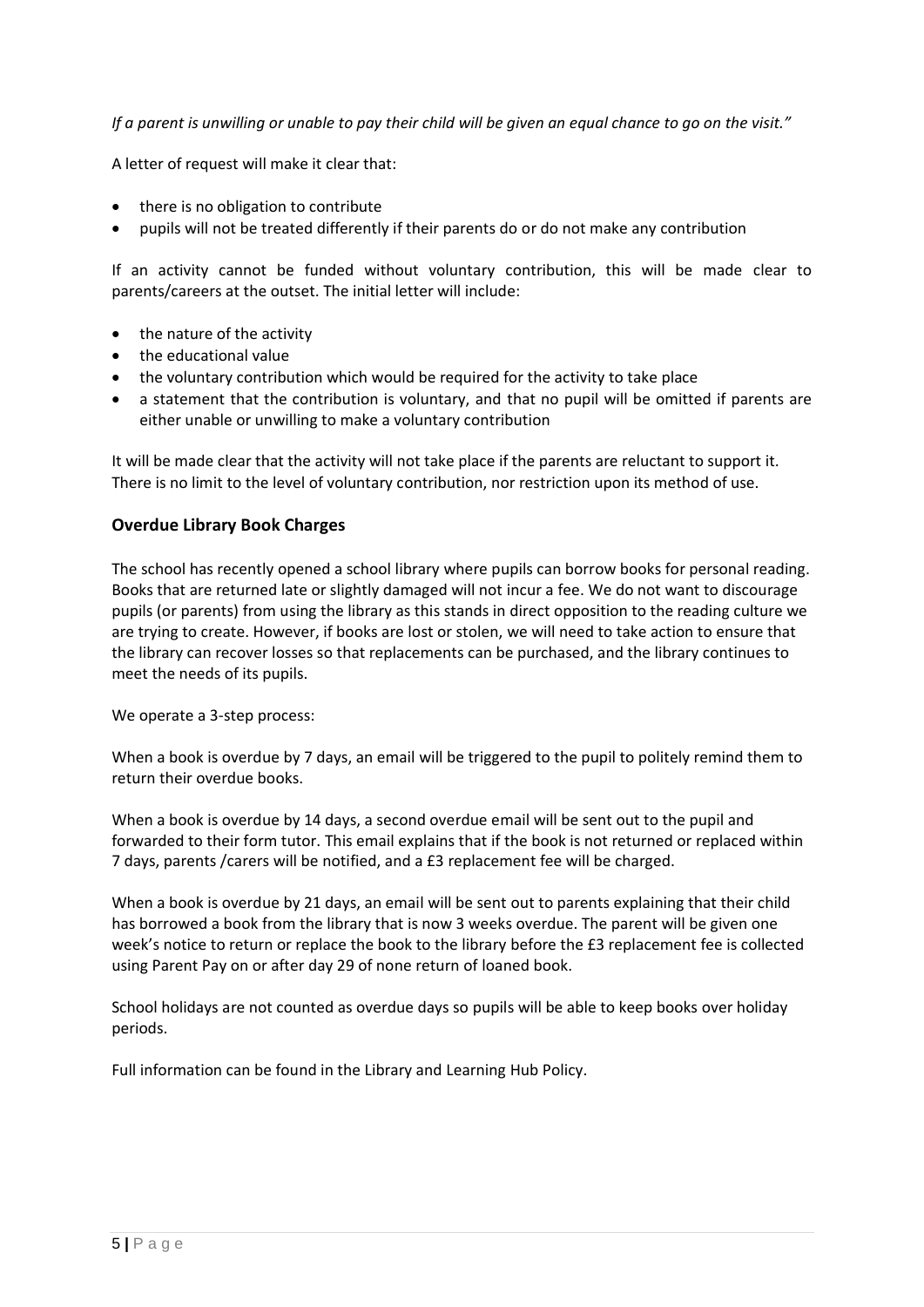*If a parent is unwilling or unable to pay their child will be given an equal chance to go on the visit."*

A letter of request will make it clear that:

- there is no obligation to contribute
- pupils will not be treated differently if their parents do or do not make any contribution

If an activity cannot be funded without voluntary contribution, this will be made clear to parents/careers at the outset. The initial letter will include:

- the nature of the activity
- the educational value
- the voluntary contribution which would be required for the activity to take place
- a statement that the contribution is voluntary, and that no pupil will be omitted if parents are either unable or unwilling to make a voluntary contribution

It will be made clear that the activity will not take place if the parents are reluctant to support it. There is no limit to the level of voluntary contribution, nor restriction upon its method of use.

### Overdue Library Book Charges

The school has recently opened a school library where pupils can borrow books for personal reading. Books that are returned late or slightly damaged will not incur a fee. We do not want to discourage pupils (or parents) from using the library as this stands in direct opposition to the reading culture we are trying to create. However, if books are lost or stolen, we will need to take action to ensure that the library can recover losses so that replacements can be purchased, and the library continues to meet the needs of its pupils.

We operate a 3-step process:

When a book is overdue by 7 days, an email will be triggered to the pupil to politely remind them to return their overdue books.

When a book is overdue by 14 days, a second overdue email will be sent out to the pupil and forwarded to their form tutor. This email explains that if the book is not returned or replaced within 7 days, parents /carers will be notified, and a £3 replacement fee will be charged.

When a book is overdue by 21 days, an email will be sent out to parents explaining that their child has borrowed a book from the library that is now 3 weeks overdue. The parent will be given one week's notice to return or replace the book to the library before the £3 replacement fee is collected using Parent Pay on or after day 29 of none return of loaned book.

School holidays are not counted as overdue days so pupils will be able to keep books over holiday periods.

Full information can be found in the Library and Learning Hub Policy.